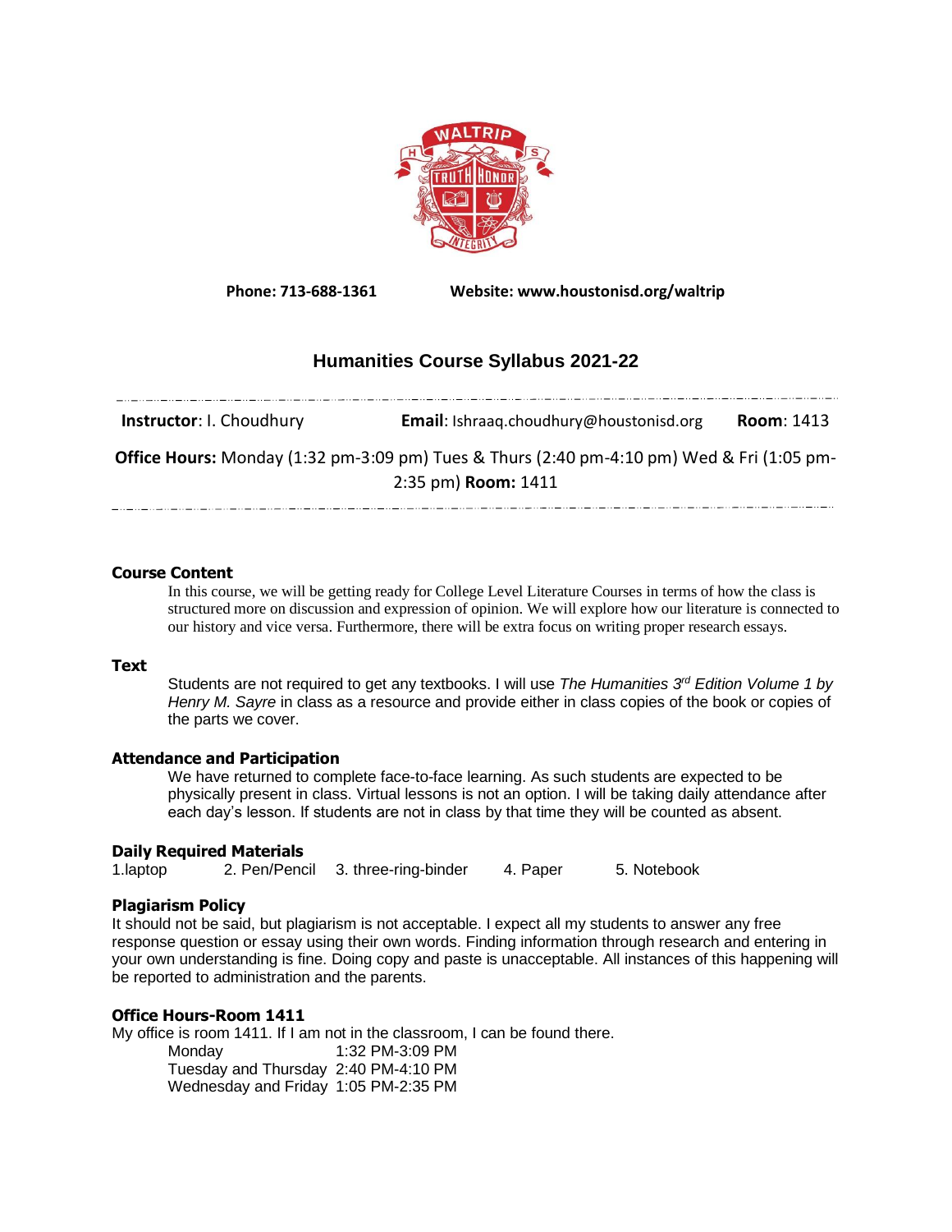Phone: 713-688-1361 Website: www.houstonisd.org/waltrip

# Humanities Course Syllabus 2021-22

**Instructor**: I. Choudhury **Email**: Ishraaq.choudhury@houstonisd.org **Room**: 1413

**Office Hours:** Monday (1:32 pm-3:09 pm) Tues & Thurs (2:40 pm-4:10 pm) Wed & Fri (1:05 pm-2:35 pm) **Room:** 1411

## Course Content

In this course, we will be getting ready for College Level Literature Courses in terms of how the class is structured more on discussion and expression of opinion. We will explore how our literature is connected to our history and vice versa. Furthermore, there will be extra focus on writing proper research essays.

## Text

Students are not required to get any textbooks. I will use *The Humanities 3rd Edition Volume 1 by Henry M. Sayre* in class as a resource and provide either in class copies of the book or copies of the parts we cover.

## Attendance and Participation

We have returned to complete face-to-face learning. As such students are expected to be physically present in class. Virtual lessons is not an option. I will be taking daily attendance after each day's lesson. If students are not in class by that time they will be counted as absent.

## Daily Required Materials

1.laptop 2. Pen/Pencil 3. three-ring-binder 4. Paper 5. Notebook

## Plagiarism Policy

It should not be said, but plagiarism is not acceptable. I expect all my students to answer any free response question or essay using their own words. Finding information through research and entering in your own understanding is fine. Doing copy and paste is unacceptable. All instances of this happening will be reported to administration and the parents.

## Office Hours-Room 1411

My office is room 1411. If I am not in the classroom, I can be found there.

| | |
|---|---|
| Monday | 1:32 PM-3:09 PM |
| Tuesday and Thursday | 2:40 PM-4:10 PM |
| Wednesday and Friday | 1:05 PM-2:35 PM |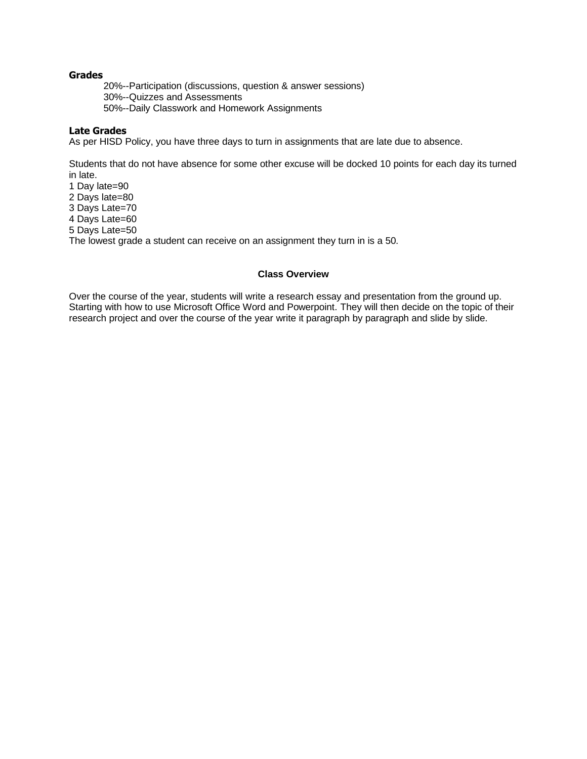**Grades**

20%--Participation (discussions, question & answer sessions)
30%--Quizzes and Assessments
50%--Daily Classwork and Homework Assignments

**Late Grades**

As per HISD Policy, you have three days to turn in assignments that are late due to absence.

Students that do not have absence for some other excuse will be docked 10 points for each day its turned in late.
1 Day late=90
2 Days late=80
3 Days Late=70
4 Days Late=60
5 Days Late=50
The lowest grade a student can receive on an assignment they turn in is a 50.

**Class Overview**

Over the course of the year, students will write a research essay and presentation from the ground up. Starting with how to use Microsoft Office Word and Powerpoint. They will then decide on the topic of their research project and over the course of the year write it paragraph by paragraph and slide by slide.